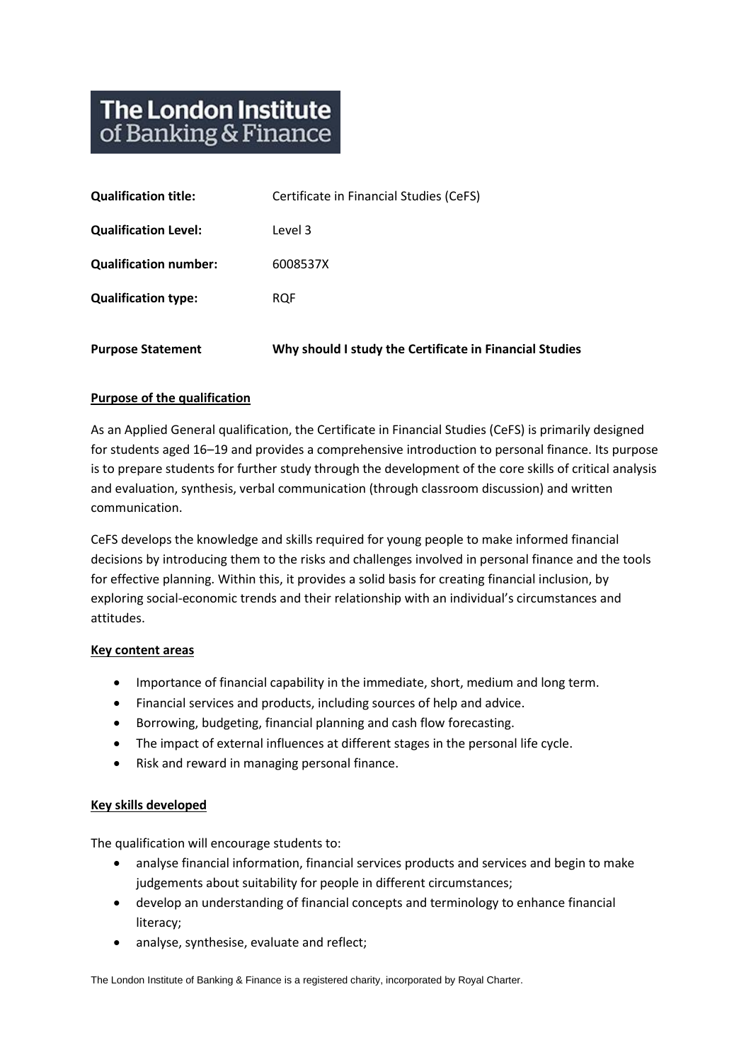# The London Institute of Banking & Finance

| | |
|---|---|
| **Qualification title:** | Certificate in Financial Studies (CeFS) |
| **Qualification Level:** | Level 3 |
| **Qualification number:** | 6008537X |
| **Qualification type:** | RQF |

**Purpose Statement** **Why should I study the Certificate in Financial Studies**

## Purpose of the qualification

As an Applied General qualification, the Certificate in Financial Studies (CeFS) is primarily designed for students aged 16–19 and provides a comprehensive introduction to personal finance. Its purpose is to prepare students for further study through the development of the core skills of critical analysis and evaluation, synthesis, verbal communication (through classroom discussion) and written communication.

CeFS develops the knowledge and skills required for young people to make informed financial decisions by introducing them to the risks and challenges involved in personal finance and the tools for effective planning. Within this, it provides a solid basis for creating financial inclusion, by exploring social-economic trends and their relationship with an individual's circumstances and attitudes.

## Key content areas

- Importance of financial capability in the immediate, short, medium and long term.
- Financial services and products, including sources of help and advice.
- Borrowing, budgeting, financial planning and cash flow forecasting.
- The impact of external influences at different stages in the personal life cycle.
- Risk and reward in managing personal finance.

## Key skills developed

The qualification will encourage students to:

- analyse financial information, financial services products and services and begin to make judgements about suitability for people in different circumstances;
- develop an understanding of financial concepts and terminology to enhance financial literacy;
- analyse, synthesise, evaluate and reflect;

The London Institute of Banking & Finance is a registered charity, incorporated by Royal Charter.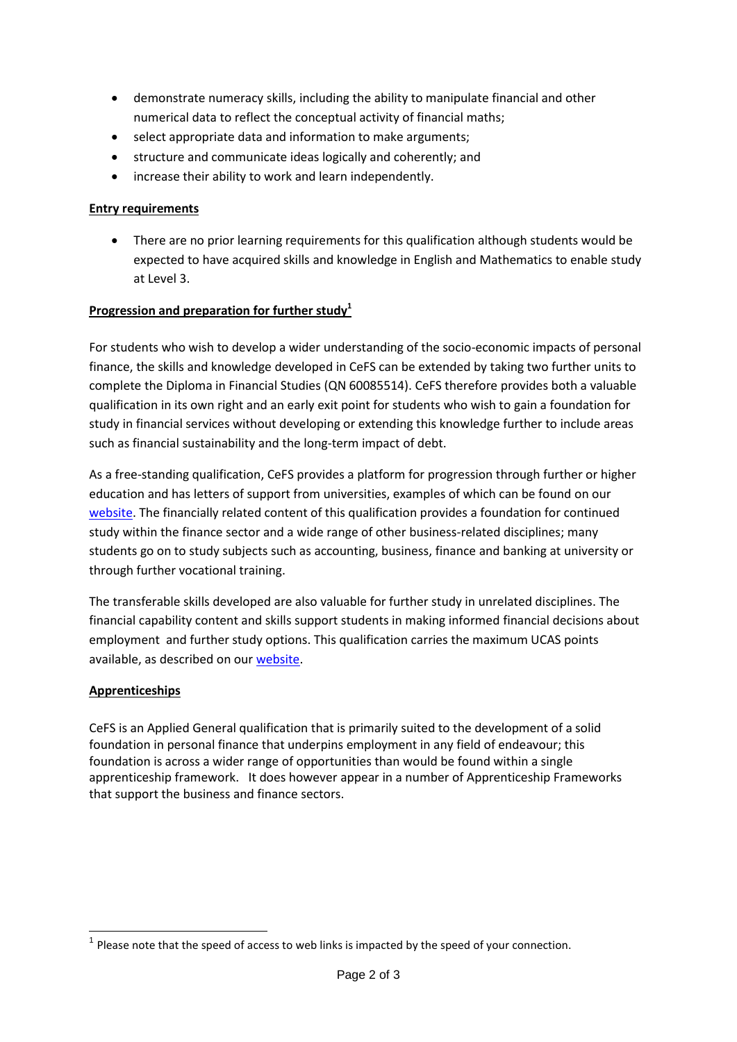- demonstrate numeracy skills, including the ability to manipulate financial and other numerical data to reflect the conceptual activity of financial maths;
- select appropriate data and information to make arguments;
- structure and communicate ideas logically and coherently; and
- increase their ability to work and learn independently.

**Entry requirements**

- There are no prior learning requirements for this qualification although students would be expected to have acquired skills and knowledge in English and Mathematics to enable study at Level 3.

**Progression and preparation for further study[1]**

For students who wish to develop a wider understanding of the socio-economic impacts of personal finance, the skills and knowledge developed in CeFS can be extended by taking two further units to complete the Diploma in Financial Studies (QN 60085514). CeFS therefore provides both a valuable qualification in its own right and an early exit point for students who wish to gain a foundation for study in financial services without developing or extending this knowledge further to include areas such as financial sustainability and the long-term impact of debt.

As a free-standing qualification, CeFS provides a platform for progression through further or higher education and has letters of support from universities, examples of which can be found on our website. The financially related content of this qualification provides a foundation for continued study within the finance sector and a wide range of other business-related disciplines; many students go on to study subjects such as accounting, business, finance and banking at university or through further vocational training.

The transferable skills developed are also valuable for further study in unrelated disciplines. The financial capability content and skills support students in making informed financial decisions about employment and further study options. This qualification carries the maximum UCAS points available, as described on our website.

**Apprenticeships**

CeFS is an Applied General qualification that is primarily suited to the development of a solid foundation in personal finance that underpins employment in any field of endeavour; this foundation is across a wider range of opportunities than would be found within a single apprenticeship framework. It does however appear in a number of Apprenticeship Frameworks that support the business and finance sectors.

[1] Please note that the speed of access to web links is impacted by the speed of your connection.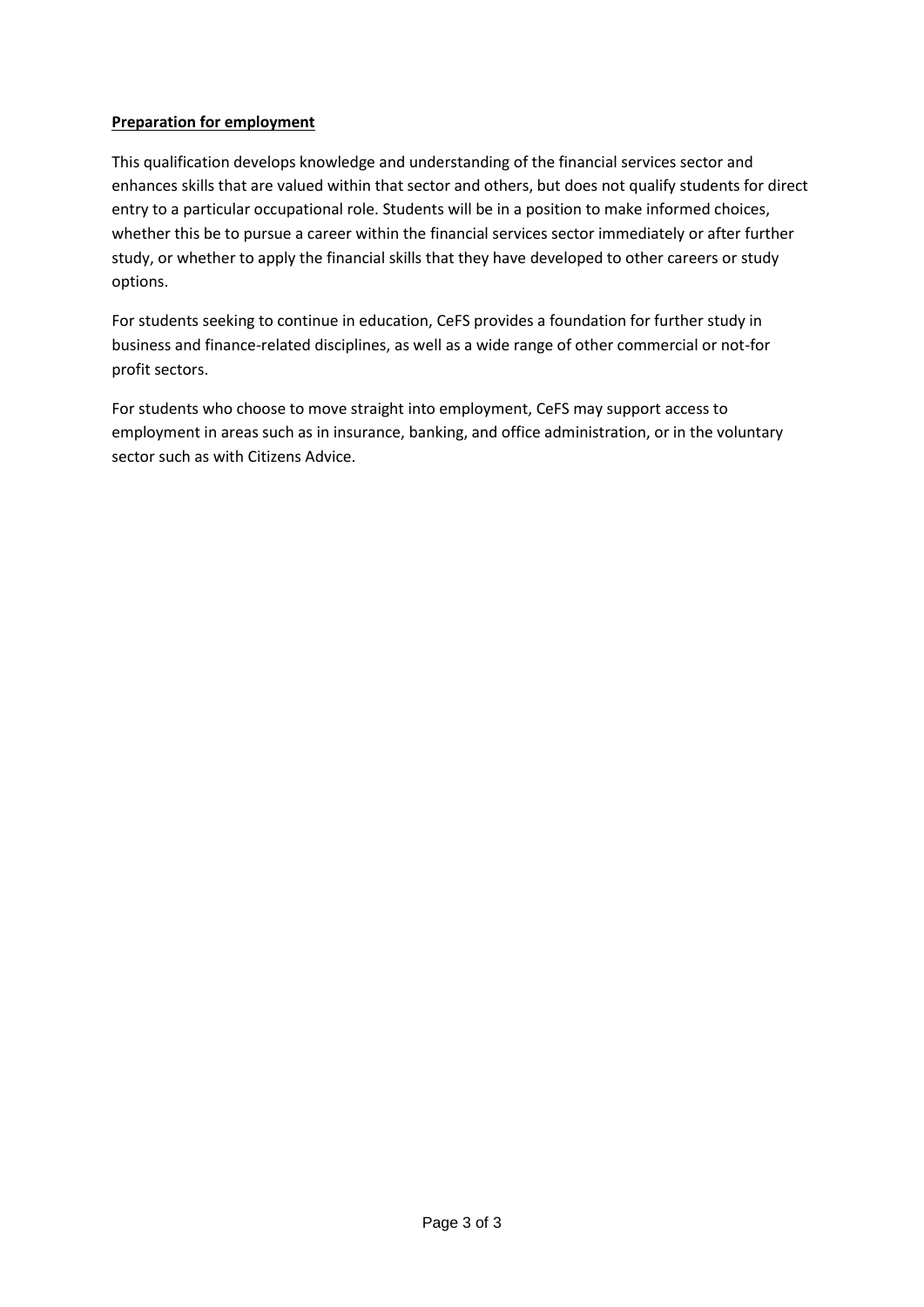**Preparation for employment**

This qualification develops knowledge and understanding of the financial services sector and enhances skills that are valued within that sector and others, but does not qualify students for direct entry to a particular occupational role. Students will be in a position to make informed choices, whether this be to pursue a career within the financial services sector immediately or after further study, or whether to apply the financial skills that they have developed to other careers or study options.

For students seeking to continue in education, CeFS provides a foundation for further study in business and finance-related disciplines, as well as a wide range of other commercial or not-for profit sectors.

For students who choose to move straight into employment, CeFS may support access to employment in areas such as in insurance, banking, and office administration, or in the voluntary sector such as with Citizens Advice.